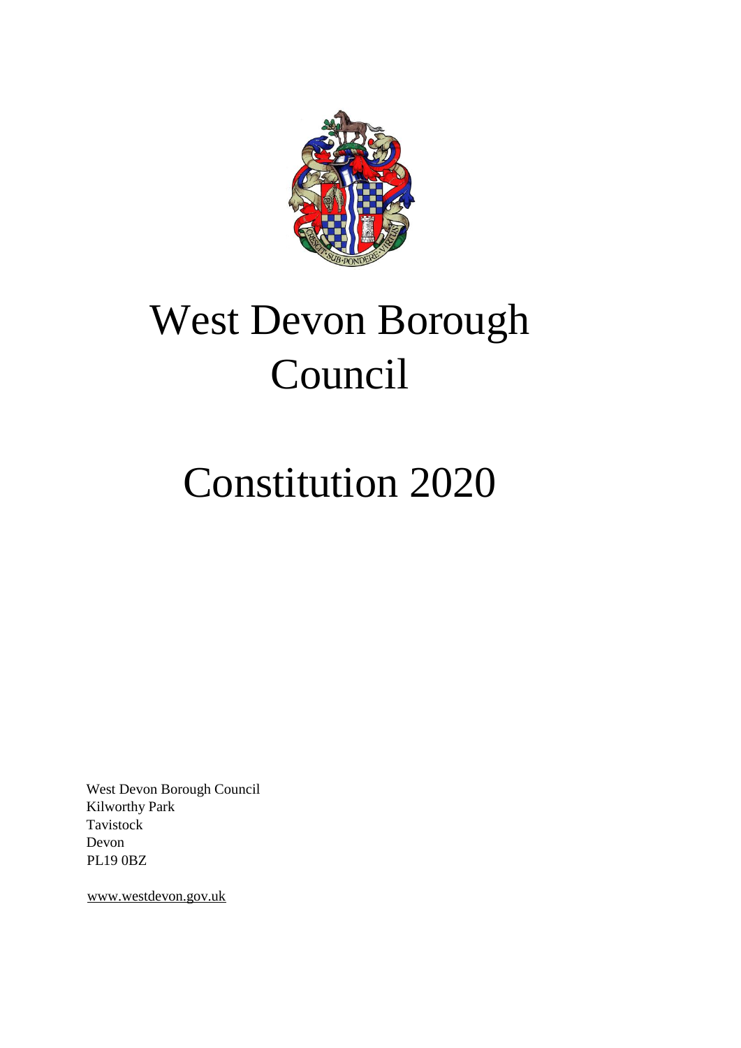# West Devon Borough Council

# Constitution 2020

West Devon Borough Council
Kilworthy Park
Tavistock
Devon
PL19 0BZ

www.westdevon.gov.uk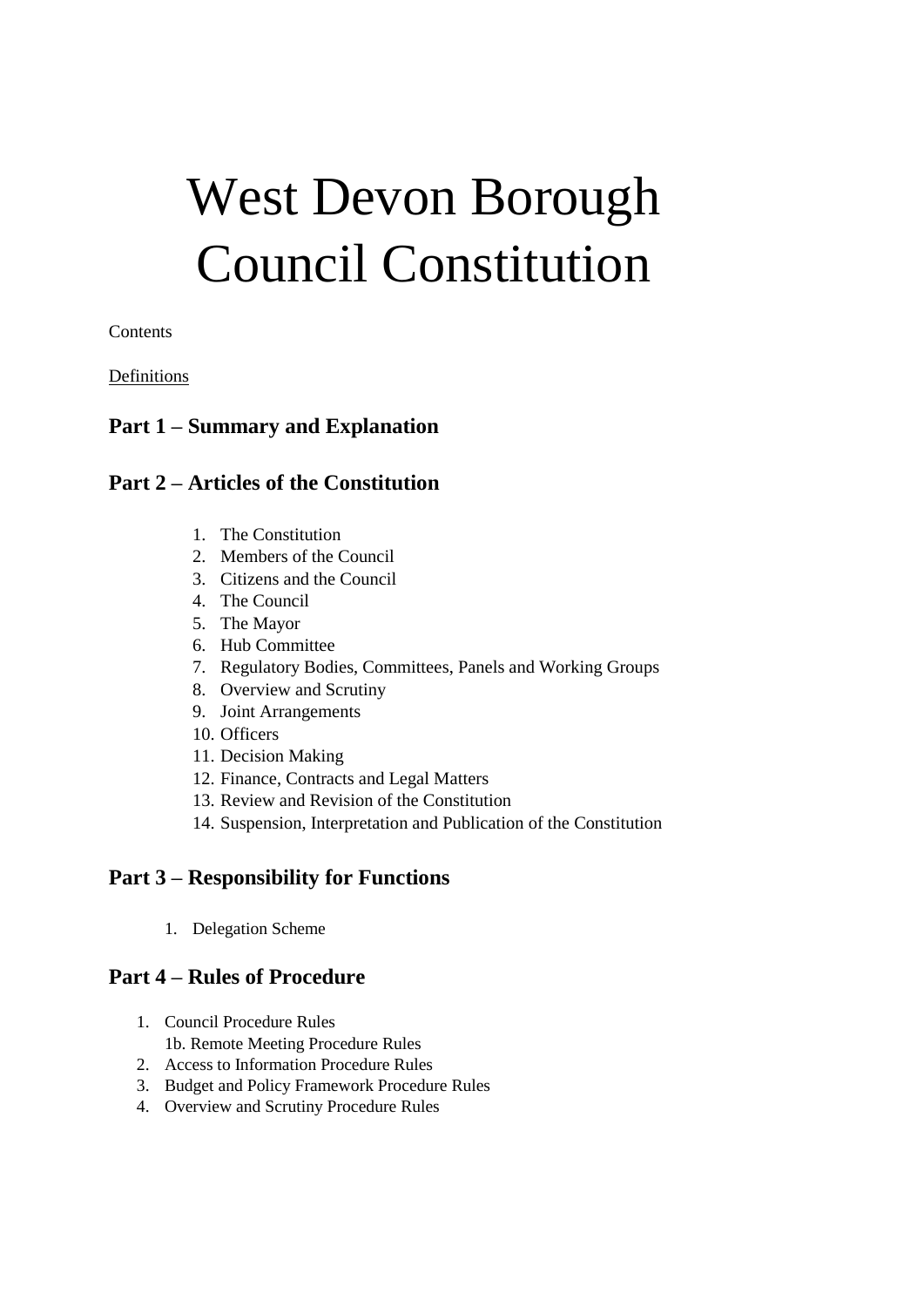# West Devon Borough Council Constitution

Contents

Definitions

## Part 1 – Summary and Explanation

## Part 2 – Articles of the Constitution

1. The Constitution
2. Members of the Council
3. Citizens and the Council
4. The Council
5. The Mayor
6. Hub Committee
7. Regulatory Bodies, Committees, Panels and Working Groups
8. Overview and Scrutiny
9. Joint Arrangements
10. Officers
11. Decision Making
12. Finance, Contracts and Legal Matters
13. Review and Revision of the Constitution
14. Suspension, Interpretation and Publication of the Constitution

## Part 3 – Responsibility for Functions

1. Delegation Scheme

## Part 4 – Rules of Procedure

1. Council Procedure Rules
   1b. Remote Meeting Procedure Rules
2. Access to Information Procedure Rules
3. Budget and Policy Framework Procedure Rules
4. Overview and Scrutiny Procedure Rules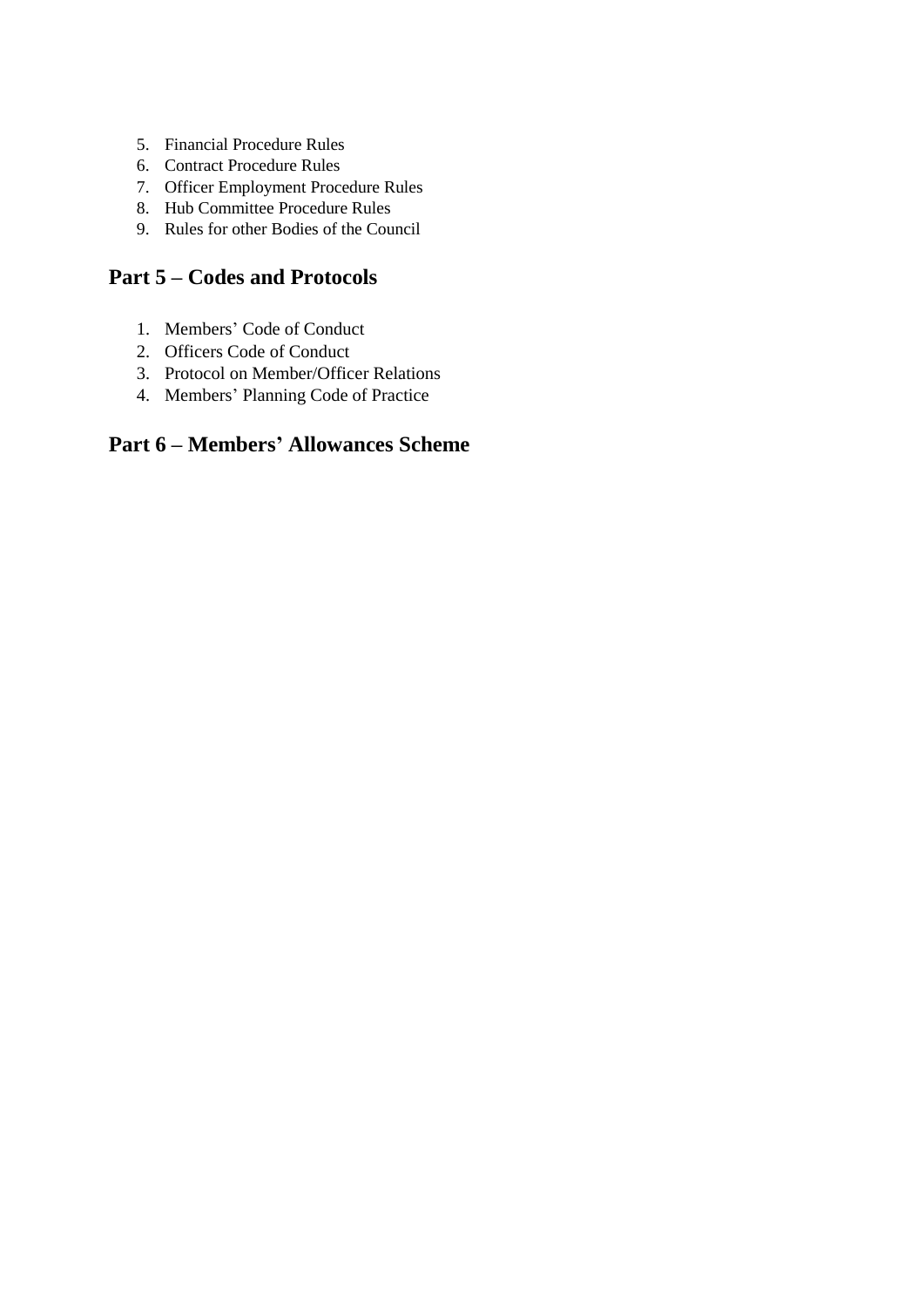5. Financial Procedure Rules
6. Contract Procedure Rules
7. Officer Employment Procedure Rules
8. Hub Committee Procedure Rules
9. Rules for other Bodies of the Council

## Part 5 – Codes and Protocols

1. Members' Code of Conduct
2. Officers Code of Conduct
3. Protocol on Member/Officer Relations
4. Members' Planning Code of Practice

## Part 6 – Members' Allowances Scheme